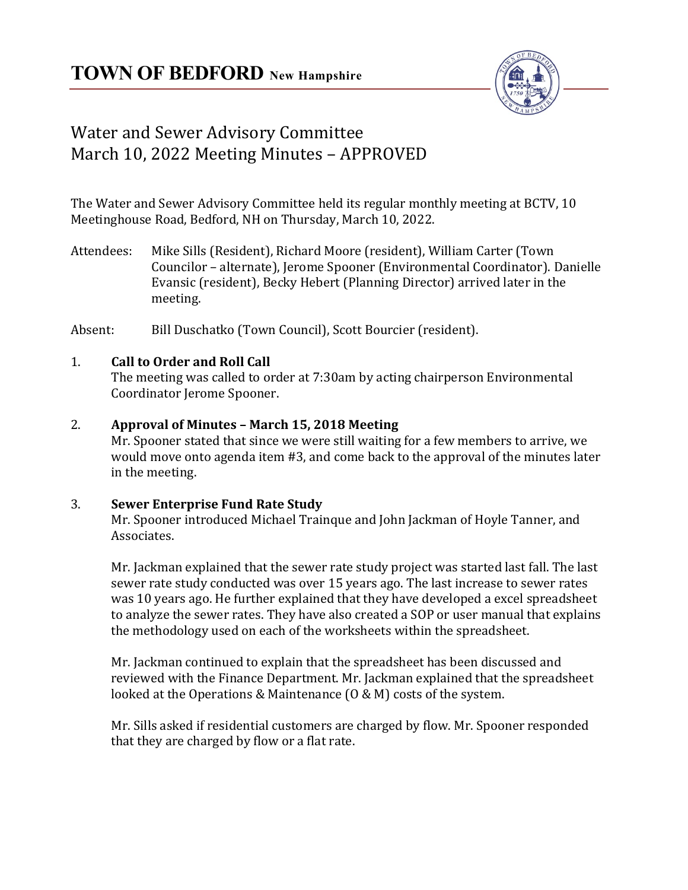# TOWN OF BEDFORD New Hampshire

## Water and Sewer Advisory Committee
## March 10, 2022 Meeting Minutes – APPROVED

The Water and Sewer Advisory Committee held its regular monthly meeting at BCTV, 10 Meetinghouse Road, Bedford, NH on Thursday, March 10, 2022.

Attendees: Mike Sills (Resident), Richard Moore (resident), William Carter (Town Councilor – alternate), Jerome Spooner (Environmental Coordinator). Danielle Evansic (resident), Becky Hebert (Planning Director) arrived later in the meeting.

Absent: Bill Duschatko (Town Council), Scott Bourcier (resident).

1. **Call to Order and Roll Call**

   The meeting was called to order at 7:30am by acting chairperson Environmental Coordinator Jerome Spooner.

2. **Approval of Minutes – March 15, 2018 Meeting**

   Mr. Spooner stated that since we were still waiting for a few members to arrive, we would move onto agenda item #3, and come back to the approval of the minutes later in the meeting.

3. **Sewer Enterprise Fund Rate Study**

   Mr. Spooner introduced Michael Trainque and John Jackman of Hoyle Tanner, and Associates.

   Mr. Jackman explained that the sewer rate study project was started last fall. The last sewer rate study conducted was over 15 years ago. The last increase to sewer rates was 10 years ago. He further explained that they have developed a excel spreadsheet to analyze the sewer rates. They have also created a SOP or user manual that explains the methodology used on each of the worksheets within the spreadsheet.

   Mr. Jackman continued to explain that the spreadsheet has been discussed and reviewed with the Finance Department. Mr. Jackman explained that the spreadsheet looked at the Operations & Maintenance (O & M) costs of the system.

   Mr. Sills asked if residential customers are charged by flow. Mr. Spooner responded that they are charged by flow or a flat rate.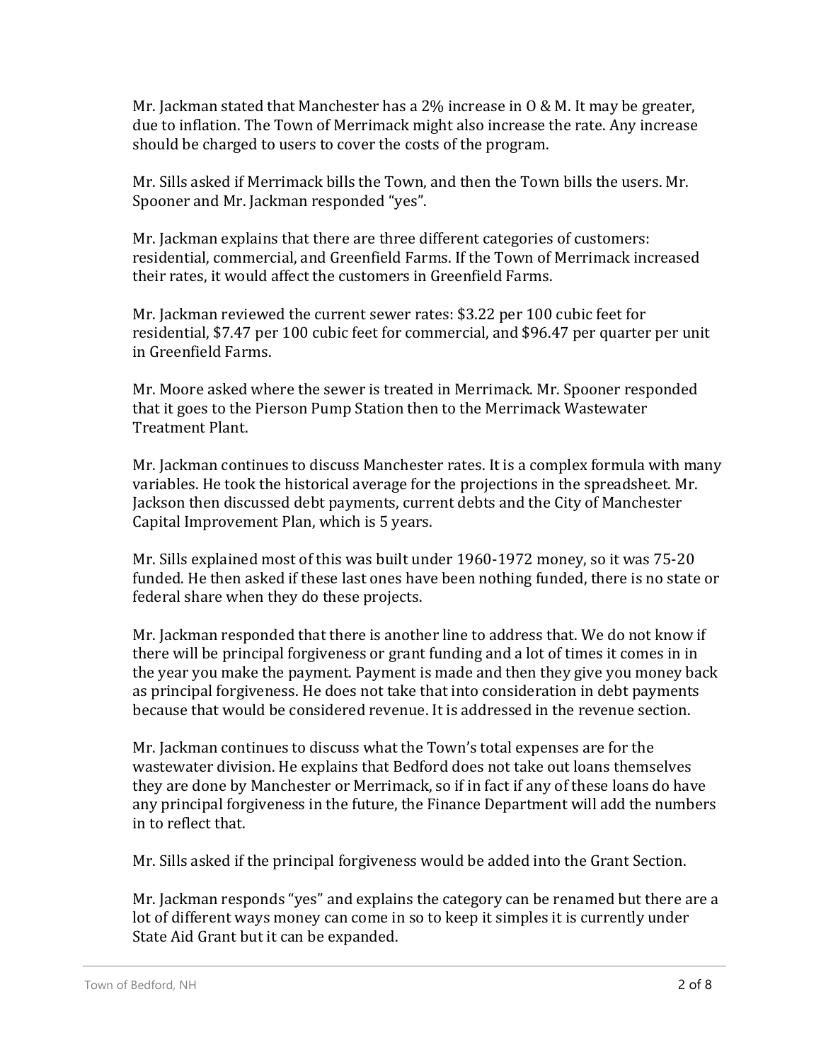Mr. Jackman stated that Manchester has a 2% increase in O & M. It may be greater, due to inflation. The Town of Merrimack might also increase the rate. Any increase should be charged to users to cover the costs of the program.

Mr. Sills asked if Merrimack bills the Town, and then the Town bills the users. Mr. Spooner and Mr. Jackman responded "yes".

Mr. Jackman explains that there are three different categories of customers: residential, commercial, and Greenfield Farms. If the Town of Merrimack increased their rates, it would affect the customers in Greenfield Farms.

Mr. Jackman reviewed the current sewer rates: $3.22 per 100 cubic feet for residential, $7.47 per 100 cubic feet for commercial, and $96.47 per quarter per unit in Greenfield Farms.

Mr. Moore asked where the sewer is treated in Merrimack. Mr. Spooner responded that it goes to the Pierson Pump Station then to the Merrimack Wastewater Treatment Plant.

Mr. Jackman continues to discuss Manchester rates. It is a complex formula with many variables. He took the historical average for the projections in the spreadsheet. Mr. Jackson then discussed debt payments, current debts and the City of Manchester Capital Improvement Plan, which is 5 years.

Mr. Sills explained most of this was built under 1960-1972 money, so it was 75-20 funded. He then asked if these last ones have been nothing funded, there is no state or federal share when they do these projects.

Mr. Jackman responded that there is another line to address that. We do not know if there will be principal forgiveness or grant funding and a lot of times it comes in in the year you make the payment. Payment is made and then they give you money back as principal forgiveness. He does not take that into consideration in debt payments because that would be considered revenue. It is addressed in the revenue section.

Mr. Jackman continues to discuss what the Town's total expenses are for the wastewater division. He explains that Bedford does not take out loans themselves they are done by Manchester or Merrimack, so if in fact if any of these loans do have any principal forgiveness in the future, the Finance Department will add the numbers in to reflect that.

Mr. Sills asked if the principal forgiveness would be added into the Grant Section.

Mr. Jackman responds "yes" and explains the category can be renamed but there are a lot of different ways money can come in so to keep it simples it is currently under State Aid Grant but it can be expanded.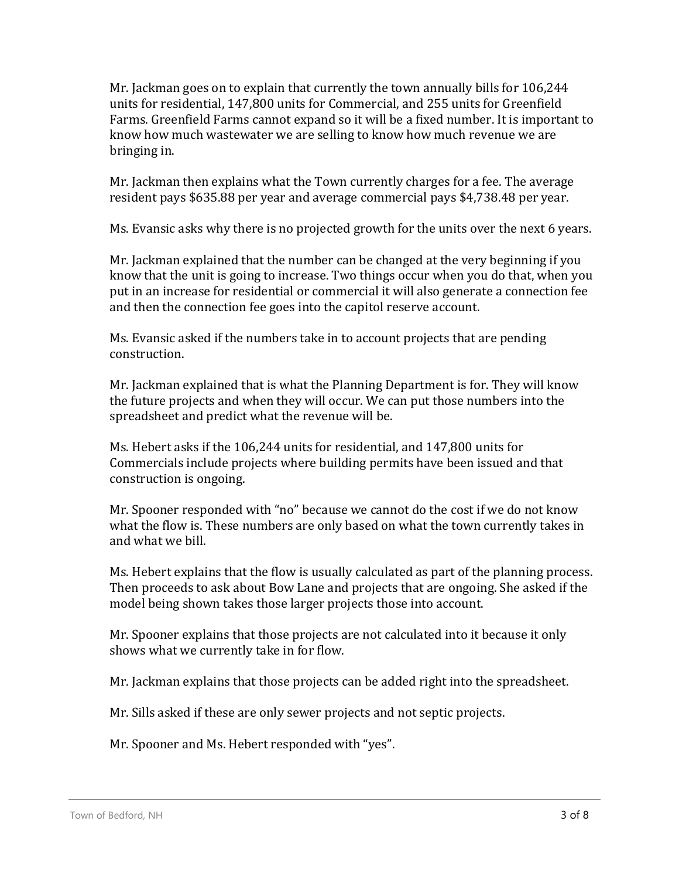Mr. Jackman goes on to explain that currently the town annually bills for 106,244 units for residential, 147,800 units for Commercial, and 255 units for Greenfield Farms. Greenfield Farms cannot expand so it will be a fixed number. It is important to know how much wastewater we are selling to know how much revenue we are bringing in.

Mr. Jackman then explains what the Town currently charges for a fee. The average resident pays $635.88 per year and average commercial pays $4,738.48 per year.

Ms. Evansic asks why there is no projected growth for the units over the next 6 years.

Mr. Jackman explained that the number can be changed at the very beginning if you know that the unit is going to increase. Two things occur when you do that, when you put in an increase for residential or commercial it will also generate a connection fee and then the connection fee goes into the capitol reserve account.

Ms. Evansic asked if the numbers take in to account projects that are pending construction.

Mr. Jackman explained that is what the Planning Department is for. They will know the future projects and when they will occur. We can put those numbers into the spreadsheet and predict what the revenue will be.

Ms. Hebert asks if the 106,244 units for residential, and 147,800 units for Commercials include projects where building permits have been issued and that construction is ongoing.

Mr. Spooner responded with "no" because we cannot do the cost if we do not know what the flow is. These numbers are only based on what the town currently takes in and what we bill.

Ms. Hebert explains that the flow is usually calculated as part of the planning process. Then proceeds to ask about Bow Lane and projects that are ongoing. She asked if the model being shown takes those larger projects those into account.

Mr. Spooner explains that those projects are not calculated into it because it only shows what we currently take in for flow.

Mr. Jackman explains that those projects can be added right into the spreadsheet.

Mr. Sills asked if these are only sewer projects and not septic projects.

Mr. Spooner and Ms. Hebert responded with "yes".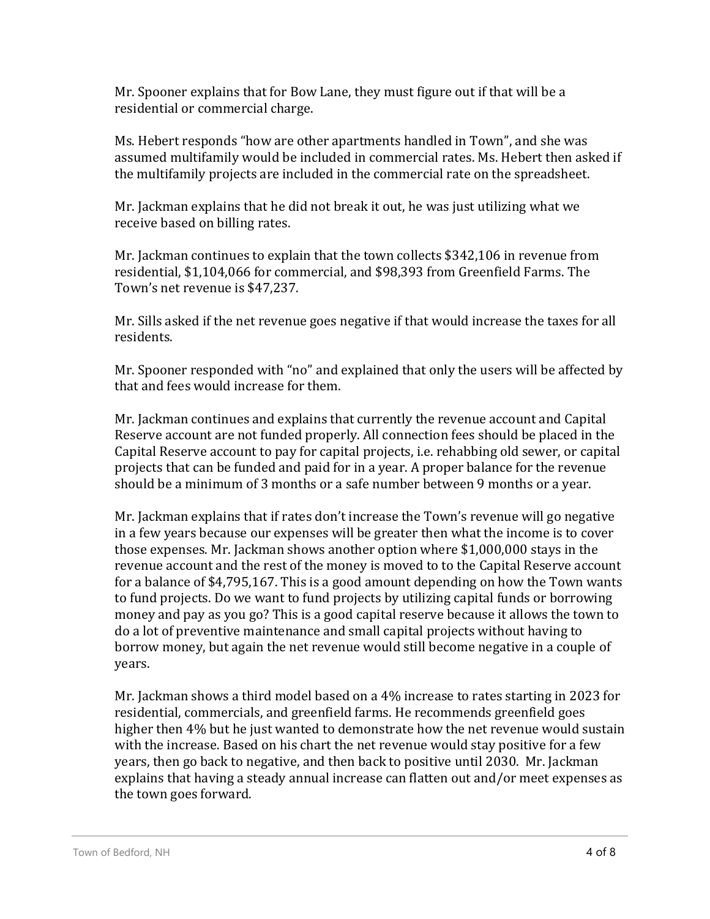Mr. Spooner explains that for Bow Lane, they must figure out if that will be a residential or commercial charge.

Ms. Hebert responds "how are other apartments handled in Town", and she was assumed multifamily would be included in commercial rates. Ms. Hebert then asked if the multifamily projects are included in the commercial rate on the spreadsheet.

Mr. Jackman explains that he did not break it out, he was just utilizing what we receive based on billing rates.

Mr. Jackman continues to explain that the town collects $342,106 in revenue from residential, $1,104,066 for commercial, and $98,393 from Greenfield Farms. The Town's net revenue is $47,237.

Mr. Sills asked if the net revenue goes negative if that would increase the taxes for all residents.

Mr. Spooner responded with "no" and explained that only the users will be affected by that and fees would increase for them.

Mr. Jackman continues and explains that currently the revenue account and Capital Reserve account are not funded properly. All connection fees should be placed in the Capital Reserve account to pay for capital projects, i.e. rehabbing old sewer, or capital projects that can be funded and paid for in a year. A proper balance for the revenue should be a minimum of 3 months or a safe number between 9 months or a year.

Mr. Jackman explains that if rates don't increase the Town's revenue will go negative in a few years because our expenses will be greater then what the income is to cover those expenses. Mr. Jackman shows another option where $1,000,000 stays in the revenue account and the rest of the money is moved to to the Capital Reserve account for a balance of $4,795,167. This is a good amount depending on how the Town wants to fund projects. Do we want to fund projects by utilizing capital funds or borrowing money and pay as you go? This is a good capital reserve because it allows the town to do a lot of preventive maintenance and small capital projects without having to borrow money, but again the net revenue would still become negative in a couple of years.

Mr. Jackman shows a third model based on a 4% increase to rates starting in 2023 for residential, commercials, and greenfield farms. He recommends greenfield goes higher then 4% but he just wanted to demonstrate how the net revenue would sustain with the increase. Based on his chart the net revenue would stay positive for a few years, then go back to negative, and then back to positive until 2030. Mr. Jackman explains that having a steady annual increase can flatten out and/or meet expenses as the town goes forward.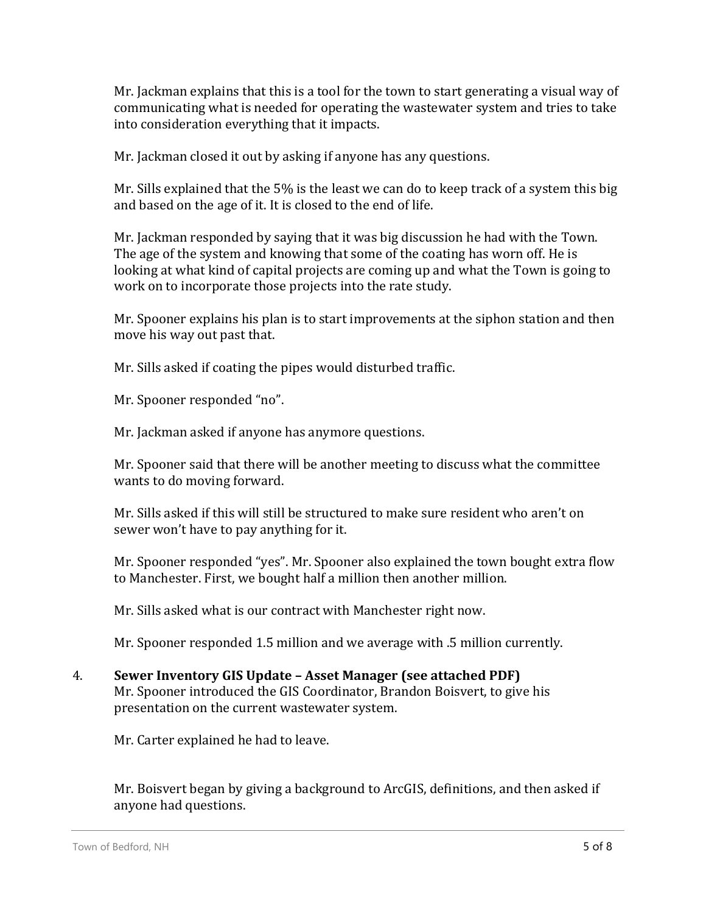Mr. Jackman explains that this is a tool for the town to start generating a visual way of communicating what is needed for operating the wastewater system and tries to take into consideration everything that it impacts.

Mr. Jackman closed it out by asking if anyone has any questions.

Mr. Sills explained that the 5% is the least we can do to keep track of a system this big and based on the age of it. It is closed to the end of life.

Mr. Jackman responded by saying that it was big discussion he had with the Town. The age of the system and knowing that some of the coating has worn off. He is looking at what kind of capital projects are coming up and what the Town is going to work on to incorporate those projects into the rate study.

Mr. Spooner explains his plan is to start improvements at the siphon station and then move his way out past that.

Mr. Sills asked if coating the pipes would disturbed traffic.

Mr. Spooner responded "no".

Mr. Jackman asked if anyone has anymore questions.

Mr. Spooner said that there will be another meeting to discuss what the committee wants to do moving forward.

Mr. Sills asked if this will still be structured to make sure resident who aren't on sewer won't have to pay anything for it.

Mr. Spooner responded "yes". Mr. Spooner also explained the town bought extra flow to Manchester. First, we bought half a million then another million.

Mr. Sills asked what is our contract with Manchester right now.

Mr. Spooner responded 1.5 million and we average with .5 million currently.

4. **Sewer Inventory GIS Update – Asset Manager (see attached PDF)**
   Mr. Spooner introduced the GIS Coordinator, Brandon Boisvert, to give his presentation on the current wastewater system.

   Mr. Carter explained he had to leave.

   Mr. Boisvert began by giving a background to ArcGIS, definitions, and then asked if anyone had questions.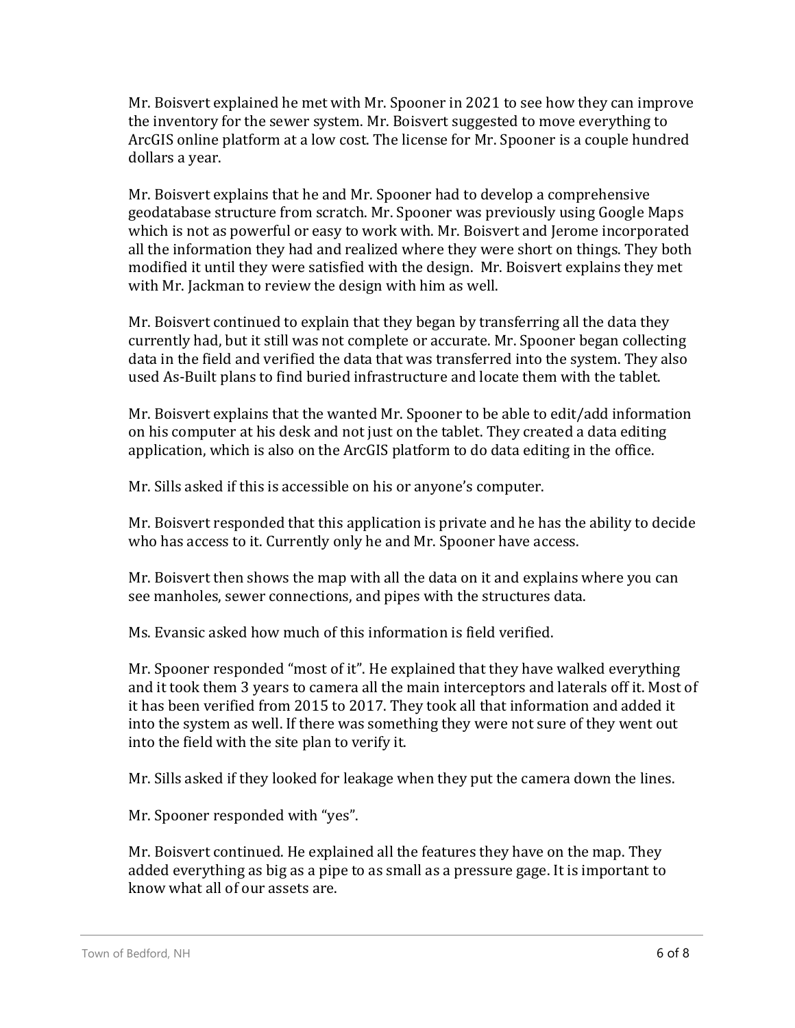Mr. Boisvert explained he met with Mr. Spooner in 2021 to see how they can improve the inventory for the sewer system. Mr. Boisvert suggested to move everything to ArcGIS online platform at a low cost. The license for Mr. Spooner is a couple hundred dollars a year.

Mr. Boisvert explains that he and Mr. Spooner had to develop a comprehensive geodatabase structure from scratch. Mr. Spooner was previously using Google Maps which is not as powerful or easy to work with. Mr. Boisvert and Jerome incorporated all the information they had and realized where they were short on things. They both modified it until they were satisfied with the design. Mr. Boisvert explains they met with Mr. Jackman to review the design with him as well.

Mr. Boisvert continued to explain that they began by transferring all the data they currently had, but it still was not complete or accurate. Mr. Spooner began collecting data in the field and verified the data that was transferred into the system. They also used As-Built plans to find buried infrastructure and locate them with the tablet.

Mr. Boisvert explains that the wanted Mr. Spooner to be able to edit/add information on his computer at his desk and not just on the tablet. They created a data editing application, which is also on the ArcGIS platform to do data editing in the office.

Mr. Sills asked if this is accessible on his or anyone's computer.

Mr. Boisvert responded that this application is private and he has the ability to decide who has access to it. Currently only he and Mr. Spooner have access.

Mr. Boisvert then shows the map with all the data on it and explains where you can see manholes, sewer connections, and pipes with the structures data.

Ms. Evansic asked how much of this information is field verified.

Mr. Spooner responded "most of it". He explained that they have walked everything and it took them 3 years to camera all the main interceptors and laterals off it. Most of it has been verified from 2015 to 2017. They took all that information and added it into the system as well. If there was something they were not sure of they went out into the field with the site plan to verify it.

Mr. Sills asked if they looked for leakage when they put the camera down the lines.

Mr. Spooner responded with "yes".

Mr. Boisvert continued. He explained all the features they have on the map. They added everything as big as a pipe to as small as a pressure gage. It is important to know what all of our assets are.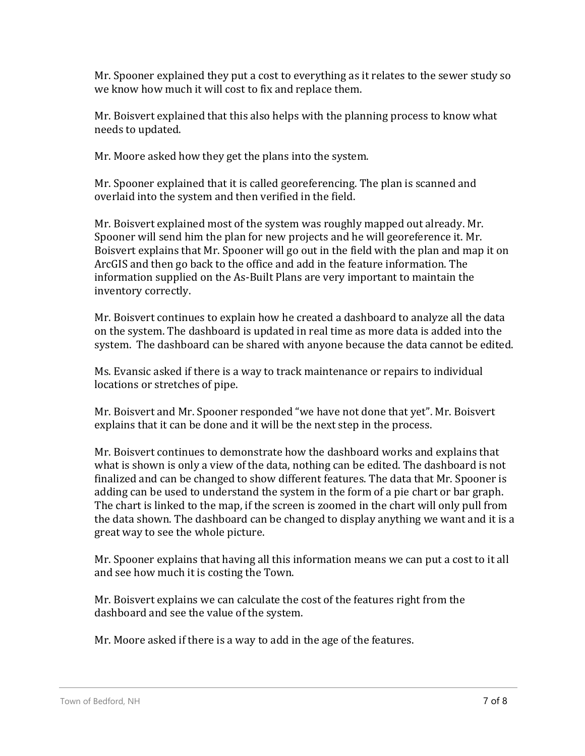Mr. Spooner explained they put a cost to everything as it relates to the sewer study so we know how much it will cost to fix and replace them.

Mr. Boisvert explained that this also helps with the planning process to know what needs to updated.

Mr. Moore asked how they get the plans into the system.

Mr. Spooner explained that it is called georeferencing. The plan is scanned and overlaid into the system and then verified in the field.

Mr. Boisvert explained most of the system was roughly mapped out already. Mr. Spooner will send him the plan for new projects and he will georeference it. Mr. Boisvert explains that Mr. Spooner will go out in the field with the plan and map it on ArcGIS and then go back to the office and add in the feature information. The information supplied on the As-Built Plans are very important to maintain the inventory correctly.

Mr. Boisvert continues to explain how he created a dashboard to analyze all the data on the system. The dashboard is updated in real time as more data is added into the system. The dashboard can be shared with anyone because the data cannot be edited.

Ms. Evansic asked if there is a way to track maintenance or repairs to individual locations or stretches of pipe.

Mr. Boisvert and Mr. Spooner responded "we have not done that yet". Mr. Boisvert explains that it can be done and it will be the next step in the process.

Mr. Boisvert continues to demonstrate how the dashboard works and explains that what is shown is only a view of the data, nothing can be edited. The dashboard is not finalized and can be changed to show different features. The data that Mr. Spooner is adding can be used to understand the system in the form of a pie chart or bar graph. The chart is linked to the map, if the screen is zoomed in the chart will only pull from the data shown. The dashboard can be changed to display anything we want and it is a great way to see the whole picture.

Mr. Spooner explains that having all this information means we can put a cost to it all and see how much it is costing the Town.

Mr. Boisvert explains we can calculate the cost of the features right from the dashboard and see the value of the system.

Mr. Moore asked if there is a way to add in the age of the features.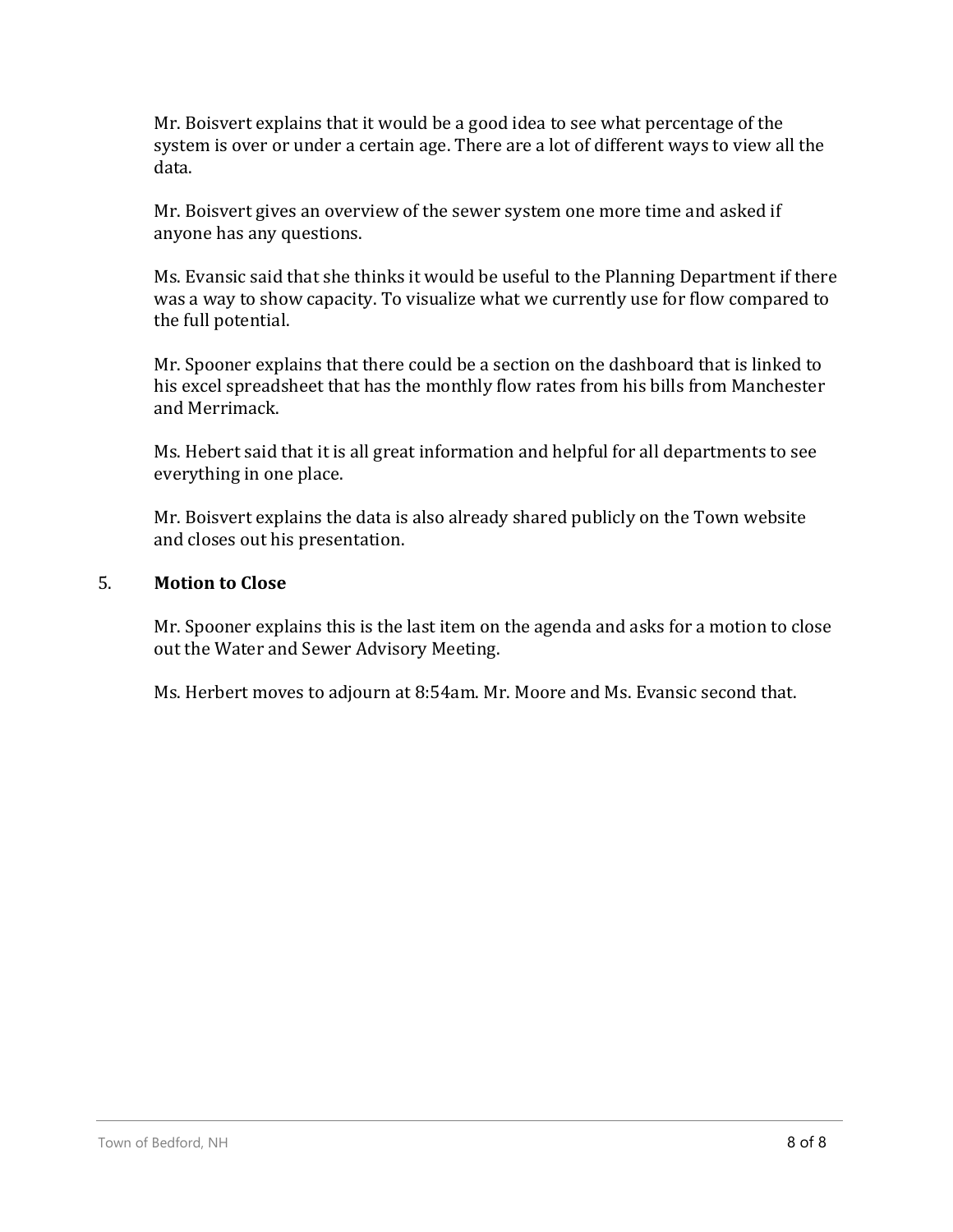Mr. Boisvert explains that it would be a good idea to see what percentage of the system is over or under a certain age. There are a lot of different ways to view all the data.

Mr. Boisvert gives an overview of the sewer system one more time and asked if anyone has any questions.

Ms. Evansic said that she thinks it would be useful to the Planning Department if there was a way to show capacity. To visualize what we currently use for flow compared to the full potential.

Mr. Spooner explains that there could be a section on the dashboard that is linked to his excel spreadsheet that has the monthly flow rates from his bills from Manchester and Merrimack.

Ms. Hebert said that it is all great information and helpful for all departments to see everything in one place.

Mr. Boisvert explains the data is also already shared publicly on the Town website and closes out his presentation.

5. **Motion to Close**

Mr. Spooner explains this is the last item on the agenda and asks for a motion to close out the Water and Sewer Advisory Meeting.

Ms. Herbert moves to adjourn at 8:54am. Mr. Moore and Ms. Evansic second that.